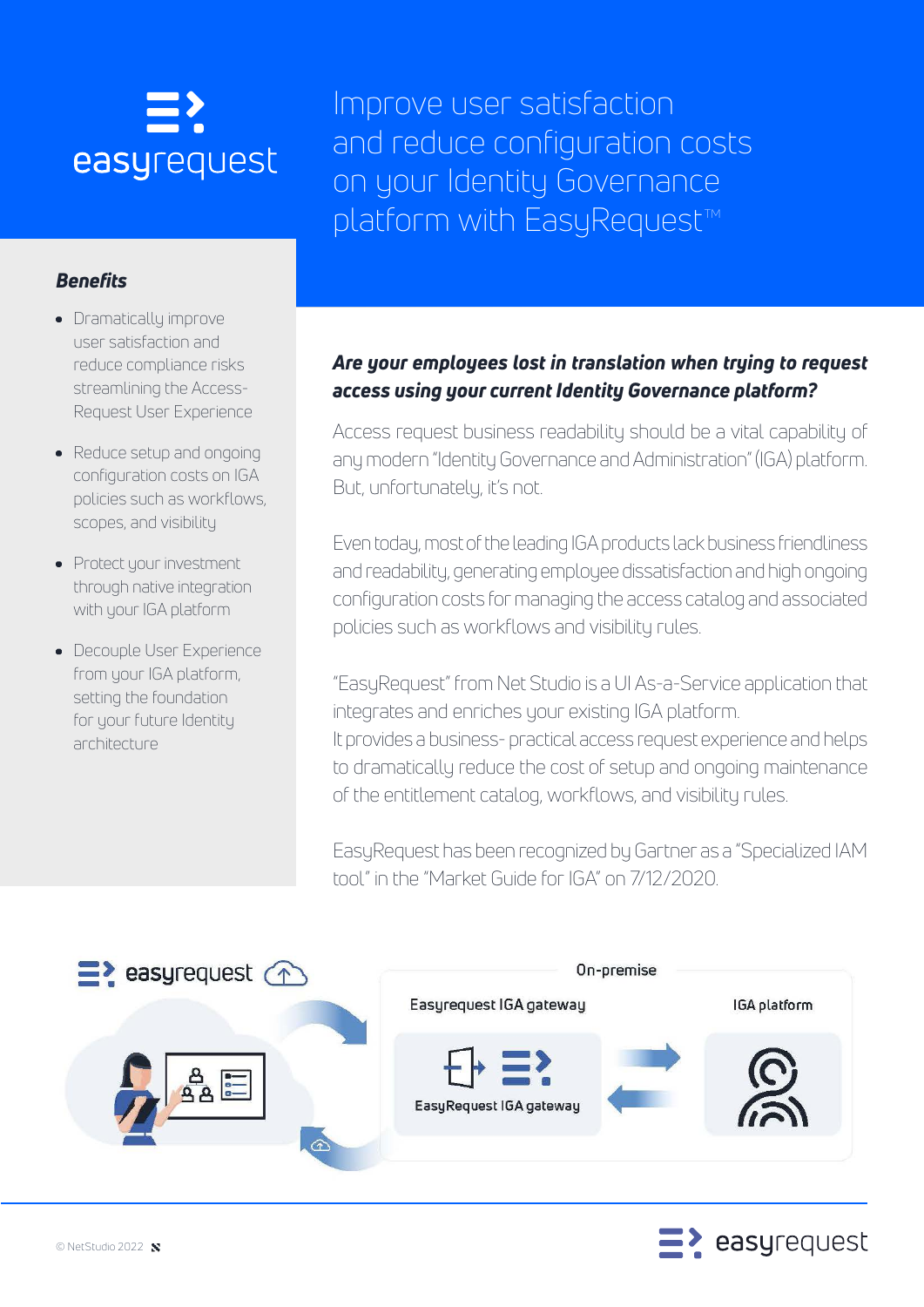# Improve user satisfaction and reduce configuration costs on your Identity Governance platform with EasyRequest™

### *Benefits*

- Dramatically improve user satisfaction and reduce compliance risks streamlining the Access-Request User Experience
- Reduce setup and ongoing configuration costs on IGA policies such as workflows, scopes, and visibility
- Protect your investment through native integration with your IGA platform
- Decouple User Experience from your IGA platform, setting the foundation for your future Identity architecture

### *Are your employees lost in translation when trying to request access using your current Identity Governance platform?*

Access request business readability should be a vital capability of any modern "Identity Governance and Administration" (IGA) platform. But, unfortunately, it's not.

Even today, most of the leading IGA products lack business friendliness and readability, generating employee dissatisfaction and high ongoing configuration costs for managing the access catalog and associated policies such as workflows and visibility rules.

"EasyRequest" from Net Studio is a UI As-a-Service application that integrates and enriches your existing IGA platform.
It provides a business- practical access request experience and helps to dramatically reduce the cost of setup and ongoing maintenance of the entitlement catalog, workflows, and visibility rules.

EasyRequest has been recognized by Gartner as a "Specialized IAM tool" in the "Market Guide for IGA" on 7/12/2020.

easyrequest

On-premise

Easyrequest IGA gateway

IGA platform

EasyRequest IGA gateway

© NetStudio 2022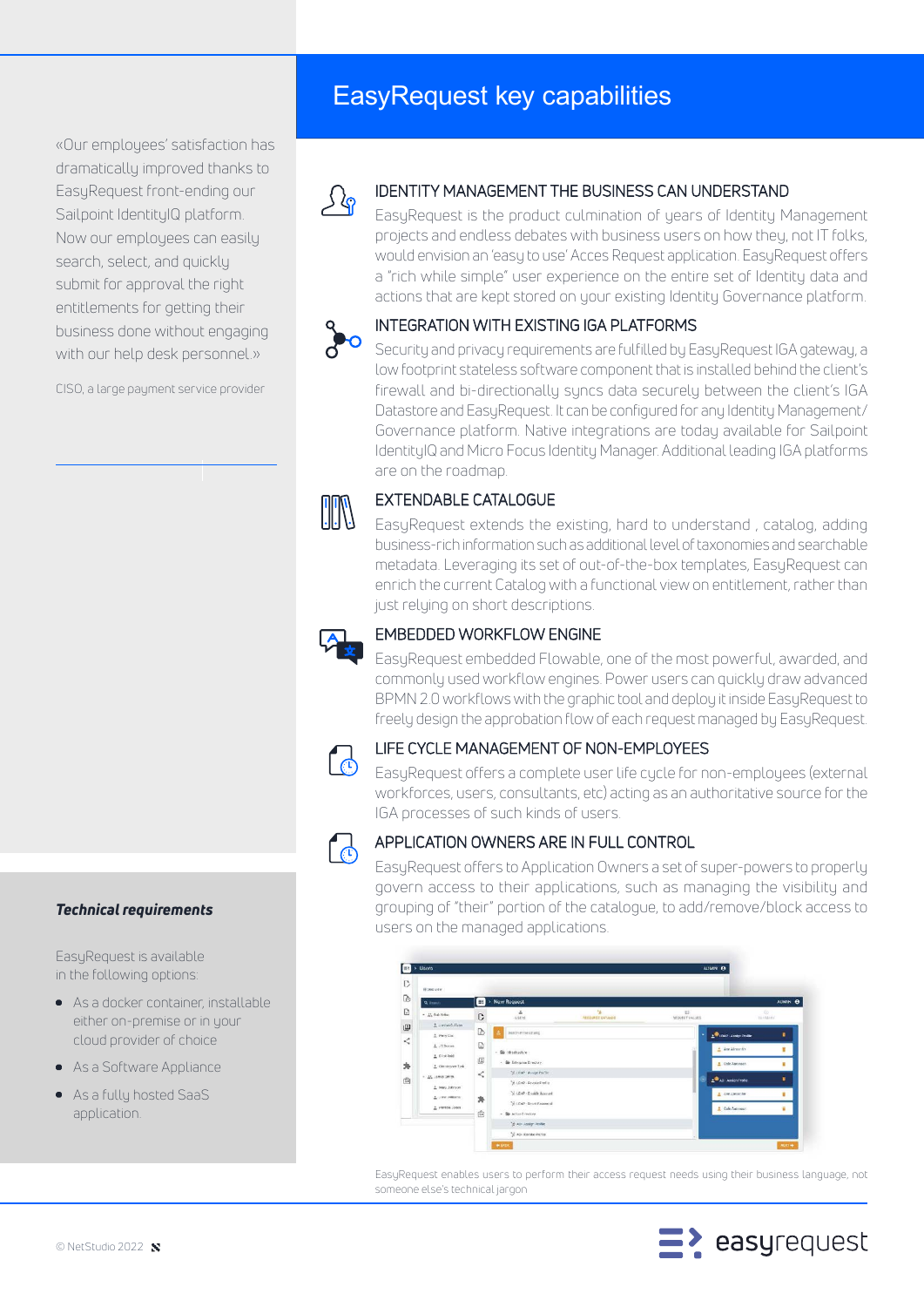# EasyRequest key capabilities

«Our employees' satisfaction has dramatically improved thanks to EasyRequest front-ending our Sailpoint IdentityIQ platform. Now our employees can easily search, select, and quickly submit for approval the right entitlements for getting their business done without engaging with our help desk personnel.»

CISO, a large payment service provider

## IDENTITY MANAGEMENT THE BUSINESS CAN UNDERSTAND

EasyRequest is the product culmination of years of Identity Management projects and endless debates with business users on how they, not IT folks, would envision an 'easy to use' Acces Request application. EasyRequest offers a "rich while simple" user experience on the entire set of Identity data and actions that are kept stored on your existing Identity Governance platform.

## INTEGRATION WITH EXISTING IGA PLATFORMS

Security and privacy requirements are fulfilled by EasyRequest IGA gateway, a low footprint stateless software component that is installed behind the client's firewall and bi-directionally syncs data securely between the client's IGA Datastore and EasyRequest. It can be configured for any Identity Management/ Governance platform. Native integrations are today available for Sailpoint IdentityIQ and Micro Focus Identity Manager. Additional leading IGA platforms are on the roadmap.

## EXTENDABLE CATALOGUE

EasyRequest extends the existing, hard to understand , catalog, adding business-rich information such as additional level of taxonomies and searchable metadata. Leveraging its set of out-of-the-box templates, EasyRequest can enrich the current Catalog with a functional view on entitlement, rather than just relying on short descriptions.

## EMBEDDED WORKFLOW ENGINE

EasyRequest embedded Flowable, one of the most powerful, awarded, and commonly used workflow engines. Power users can quickly draw advanced BPMN 2.0 workflows with the graphic tool and deploy it inside EasyRequest to freely design the approbation flow of each request managed by EasyRequest.

## LIFE CYCLE MANAGEMENT OF NON-EMPLOYEES

EasyRequest offers a complete user life cycle for non-employees (external workforces, users, consultants, etc) acting as an authoritative source for the IGA processes of such kinds of users.

## APPLICATION OWNERS ARE IN FULL CONTROL

EasyRequest offers to Application Owners a set of super-powers to properly govern access to their applications, such as managing the visibility and grouping of "their" portion of the catalogue, to add/remove/block access to users on the managed applications.

EasyRequest enables users to perform their access request needs using their business language, not someone else's technical jargon

### *Technical requirements*

EasyRequest is available in the following options:

- As a docker container, installable either on-premise or in your cloud provider of choice
- As a Software Appliance
- As a fully hosted SaaS application.

© NetStudio 2022

easyrequest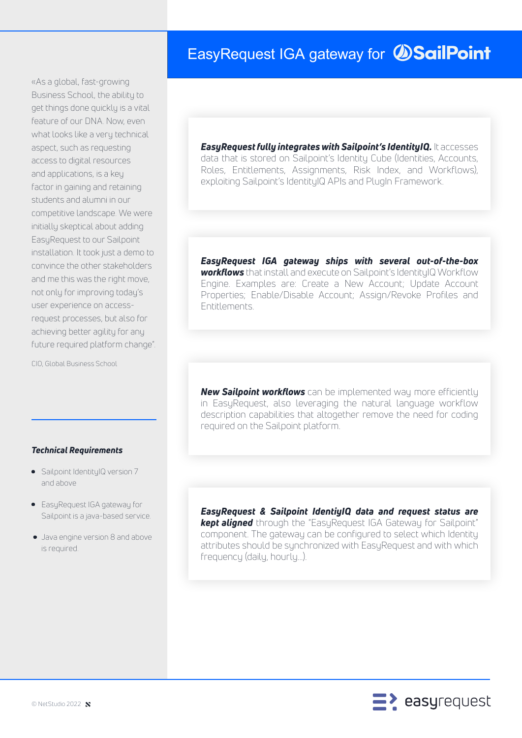# EasyRequest IGA gateway for SailPoint

«As a global, fast-growing Business School, the ability to get things done quickly is a vital feature of our DNA. Now, even what looks like a very technical aspect, such as requesting access to digital resources and applications, is a key factor in gaining and retaining students and alumni in our competitive landscape. We were initially skeptical about adding EasyRequest to our Sailpoint installation. It took just a demo to convince the other stakeholders and me this was the right move, not only for improving today's user experience on access-request processes, but also for achieving better agility for any future required platform change".

CIO, Global Business School

***Technical Requirements***

- Sailpoint IdentityIQ version 7 and above
- EasyRequest IGA gateway for Sailpoint is a java-based service.
- Java engine version 8 and above is required.

***EasyRequest fully integrates with Sailpoint's IdentityIQ.*** It accesses data that is stored on Sailpoint's Identity Cube (Identities, Accounts, Roles, Entitlements, Assignments, Risk Index, and Workflows), exploiting Sailpoint's IdentityIQ APIs and PlugIn Framework.

***EasyRequest IGA gateway ships with several out-of-the-box workflows*** that install and execute on Sailpoint's IdentityIQ Workflow Engine. Examples are: Create a New Account; Update Account Properties; Enable/Disable Account; Assign/Revoke Profiles and Entitlements.

***New Sailpoint workflows*** can be implemented way more efficiently in EasyRequest, also leveraging the natural language workflow description capabilities that altogether remove the need for coding required on the Sailpoint platform.

***EasyRequest & Sailpoint IdentiyIQ data and request status are kept aligned*** through the "EasyRequest IGA Gateway for Sailpoint" component. The gateway can be configured to select which Identity attributes should be synchronized with EasyRequest and with which frequency (daily, hourly...).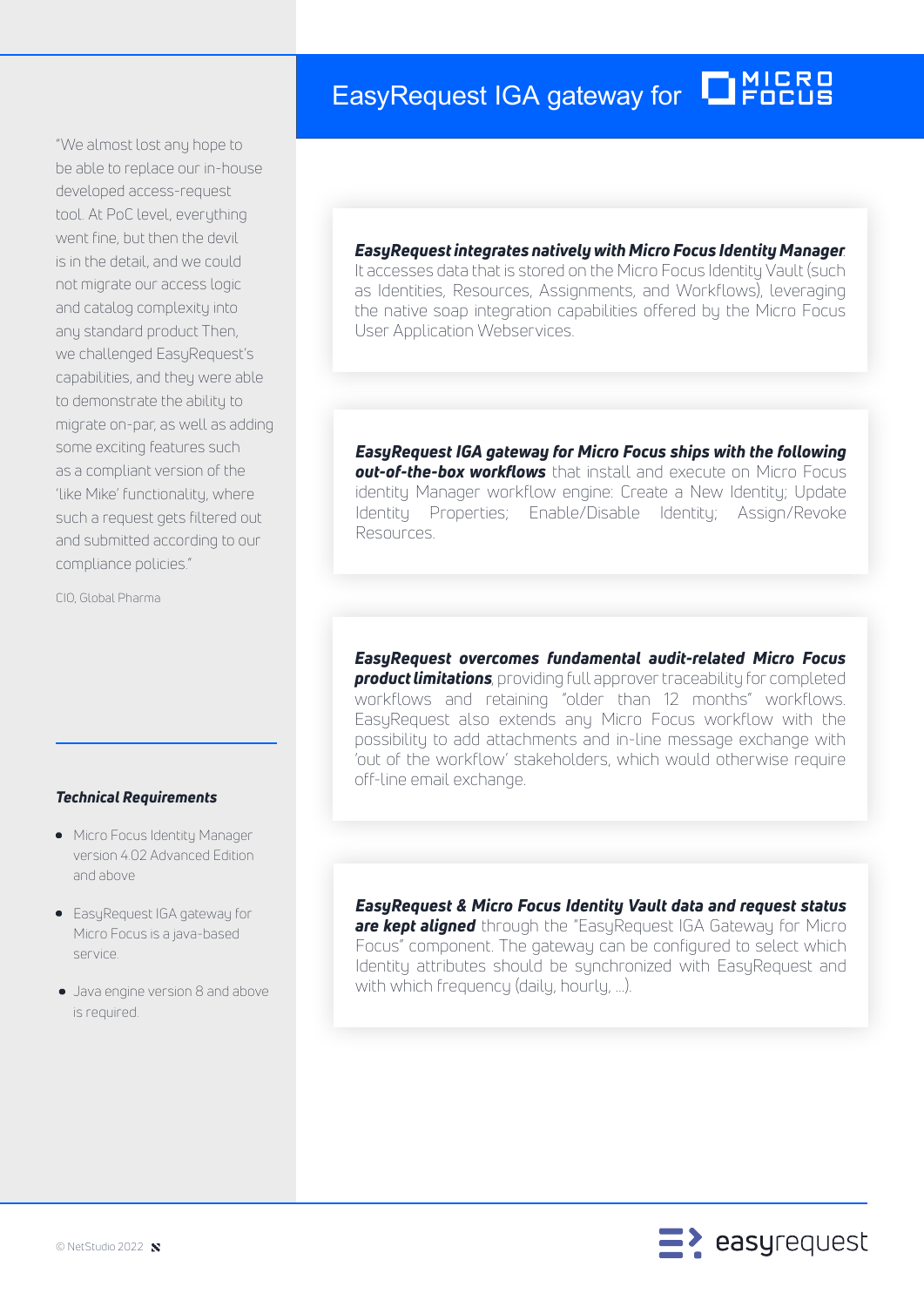# EasyRequest IGA gateway for MICRO FOCUS

"We almost lost any hope to be able to replace our in-house developed access-request tool. At PoC level, everything went fine, but then the devil is in the detail, and we could not migrate our access logic and catalog complexity into any standard product Then, we challenged EasyRequest's capabilities, and they were able to demonstrate the ability to migrate on-par, as well as adding some exciting features such as a compliant version of the 'like Mike' functionality, where such a request gets filtered out and submitted according to our compliance policies."

CIO, Global Pharma

***Technical Requirements***

- Micro Focus Identity Manager version 4.02 Advanced Edition and above
- EasyRequest IGA gateway for Micro Focus is a java-based service.
- Java engine version 8 and above is required.

***EasyRequest integrates natively with Micro Focus Identity Manager***. It accesses data that is stored on the Micro Focus Identity Vault (such as Identities, Resources, Assignments, and Workflows), leveraging the native soap integration capabilities offered by the Micro Focus User Application Webservices.

***EasyRequest IGA gateway for Micro Focus ships with the following out-of-the-box workflows*** that install and execute on Micro Focus identity Manager workflow engine: Create a New Identity; Update Identity Properties; Enable/Disable Identity; Assign/Revoke Resources.

***EasyRequest overcomes fundamental audit-related Micro Focus product limitations***, providing full approver traceability for completed workflows and retaining "older than 12 months" workflows. EasyRequest also extends any Micro Focus workflow with the possibility to add attachments and in-line message exchange with 'out of the workflow' stakeholders, which would otherwise require off-line email exchange.

***EasyRequest & Micro Focus Identity Vault data and request status are kept aligned*** through the "EasyRequest IGA Gateway for Micro Focus" component. The gateway can be configured to select which Identity attributes should be synchronized with EasyRequest and with which frequency (daily, hourly, ...).

© NetStudio 2022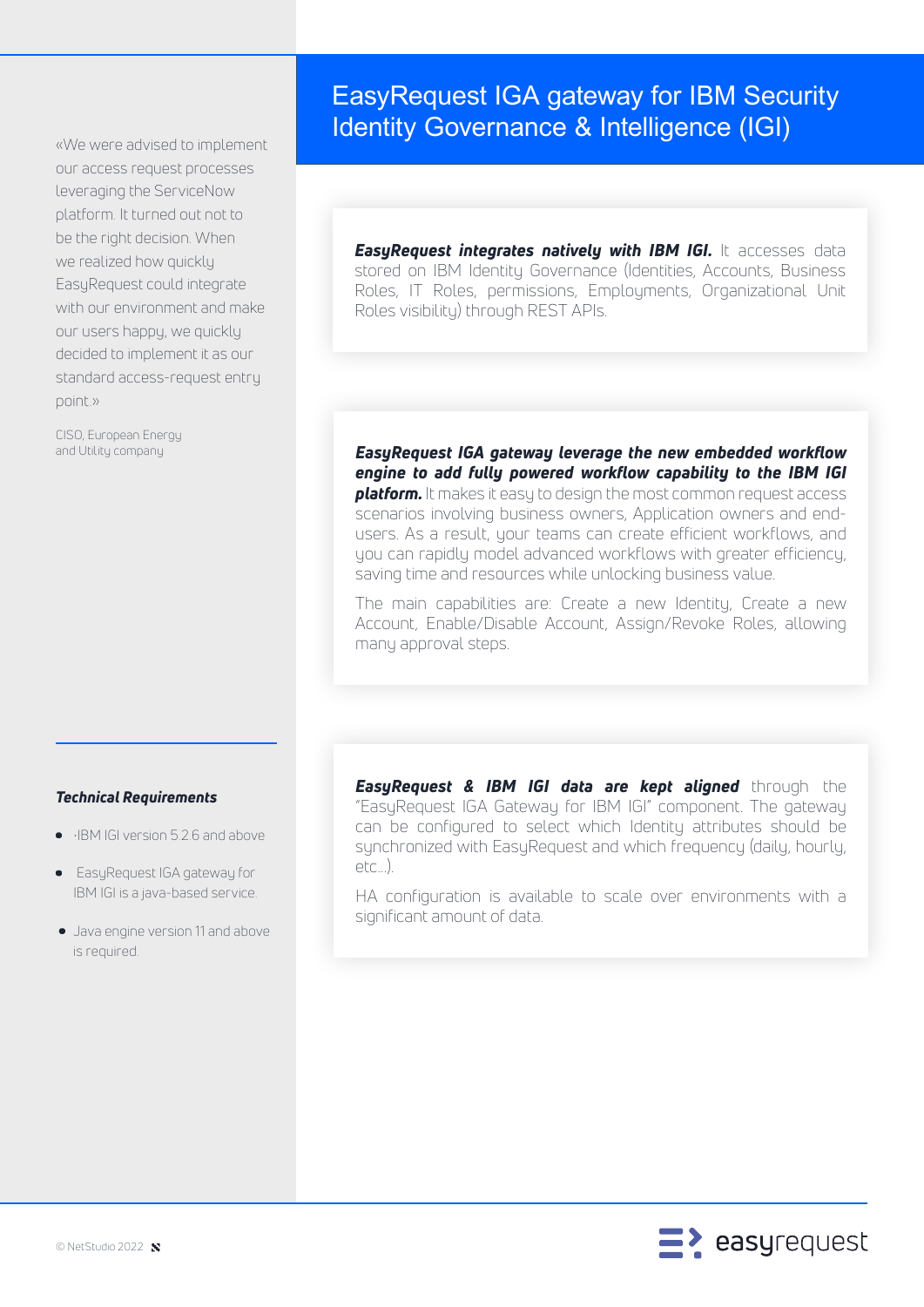# EasyRequest IGA gateway for IBM Security Identity Governance & Intelligence (IGI)

«We were advised to implement our access request processes leveraging the ServiceNow platform. It turned out not to be the right decision. When we realized how quickly EasyRequest could integrate with our environment and make our users happy, we quickly decided to implement it as our standard access-request entry point »

CISO, European Energy and Utility company

***EasyRequest integrates natively with IBM IGI.*** It accesses data stored on IBM Identity Governance (Identities, Accounts, Business Roles, IT Roles, permissions, Employments, Organizational Unit Roles visibility) through REST APIs.

***EasyRequest IGA gateway leverage the new embedded workflow engine to add fully powered workflow capability to the IBM IGI platform.*** It makes it easy to design the most common request access scenarios involving business owners, Application owners and end-users. As a result, your teams can create efficient workflows, and you can rapidly model advanced workflows with greater efficiency, saving time and resources while unlocking business value.

The main capabilities are: Create a new Identity, Create a new Account, Enable/Disable Account, Assign/Revoke Roles, allowing many approval steps.

***EasyRequest & IBM IGI data are kept aligned*** through the "EasyRequest IGA Gateway for IBM IGI" component. The gateway can be configured to select which Identity attributes should be synchronized with EasyRequest and which frequency (daily, hourly, etc...).

HA configuration is available to scale over environments with a significant amount of data.

### *Technical Requirements*

- ·IBM IGI version 5.2.6 and above
- EasyRequest IGA gateway for IBM IGI is a java-based service.
- Java engine version 11 and above is required.

© NetStudio 2022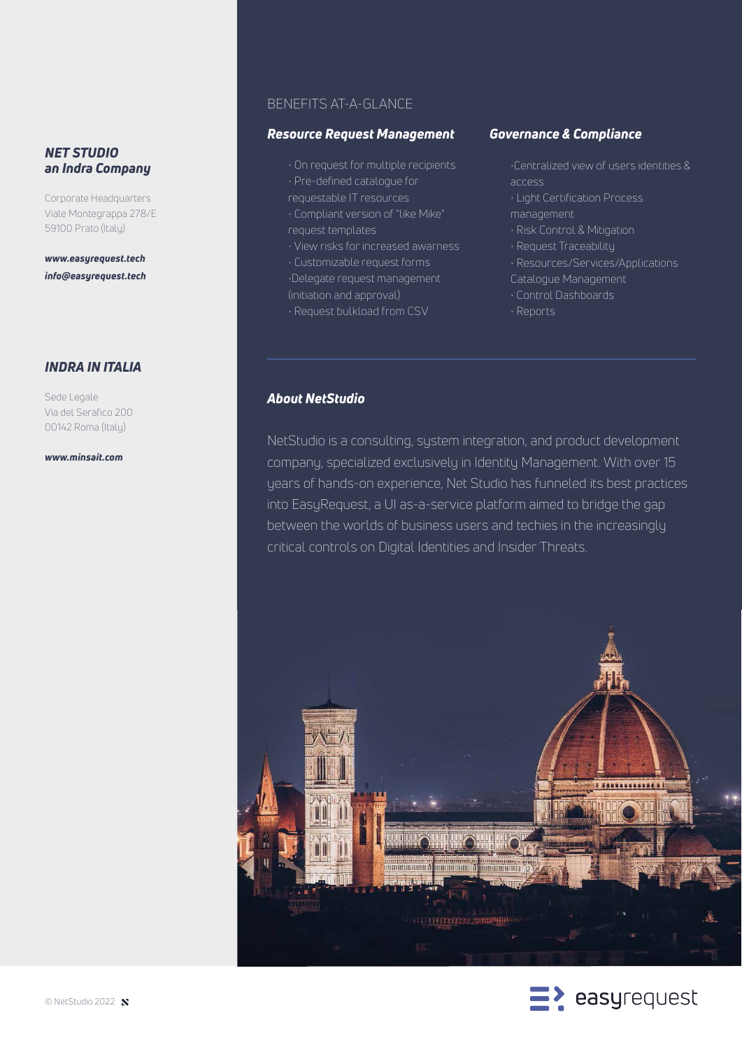**NET STUDIO**
**an Indra Company**

Corporate Headquarters
Viale Montegrappa 278/E
59100 Prato (Italy)

***www.easyrequest.tech***
***info@easyrequest.tech***

### INDRA IN ITALIA

Sede Legale
Via del Serafico 200
00142 Roma (Italy)

***www.minsait.com***

## BENEFITS AT-A-GLANCE

### Resource Request Management

- On request for multiple recipients
- Pre-defined catalogue for requestable IT resources
- Compliant version of "like Mike" request templates
- View risks for increased awarness
- Customizable request forms
- Delegate request management (initiation and approval)
- Request bulkload from CSV

### Governance & Compliance

- Centralized view of users identities & access
- Light Certification Process management
- Risk Control & Mitigation
- Request Traceability
- Resources/Services/Applications Catalogue Management
- Control Dashboards
- Reports

### About NetStudio

NetStudio is a consulting, system integration, and product development company, specialized exclusively in Identity Management. With over 15 years of hands-on experience, Net Studio has funneled its best practices into EasyRequest, a UI as-a-service platform aimed to bridge the gap between the worlds of business users and techies in the increasingly critical controls on Digital Identities and Insider Threats.

© NetStudio 2022

easyrequest